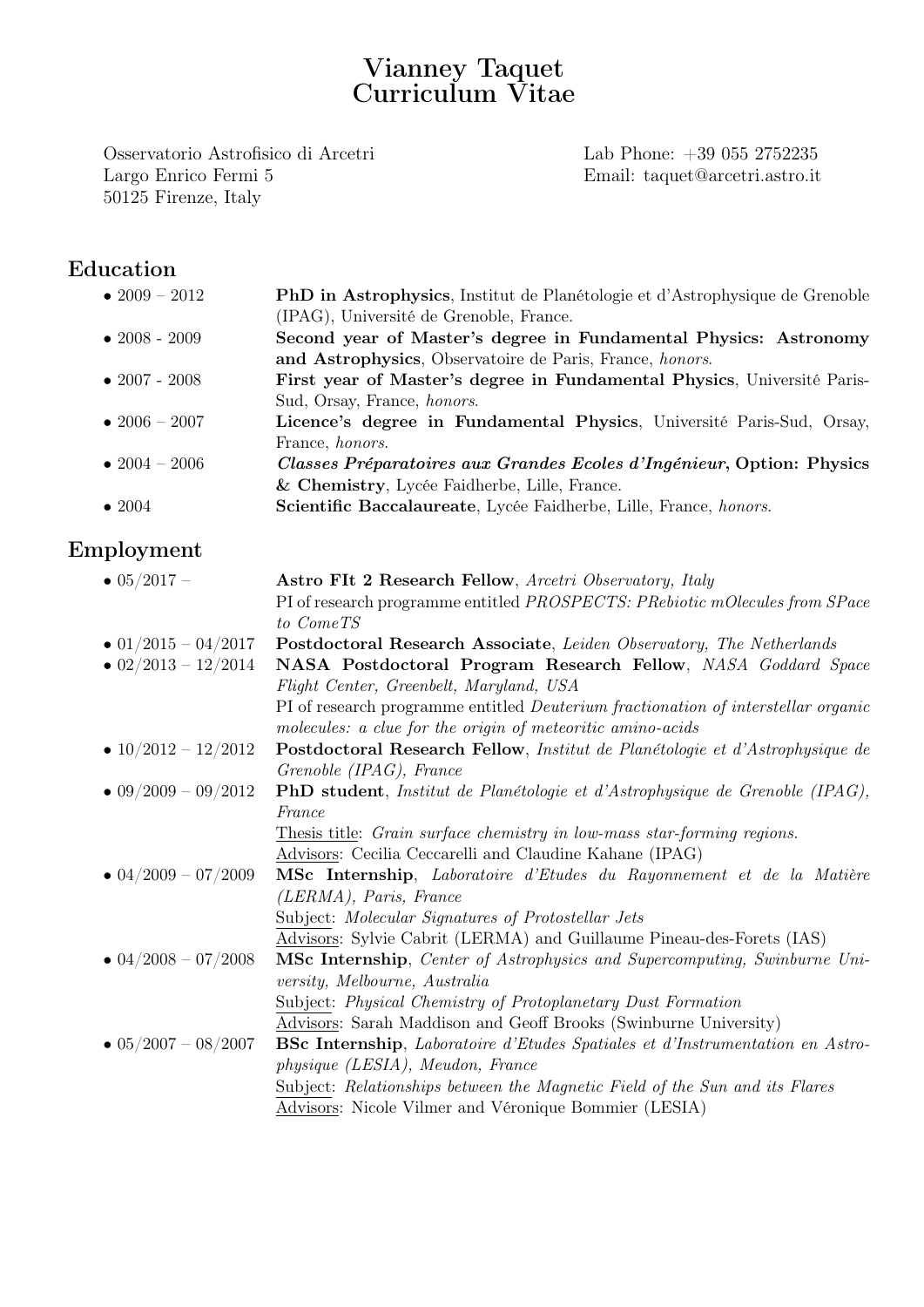# Vianney Taquet
# Curriculum Vitae

Osservatorio Astrofisico di Arcetri
Largo Enrico Fermi 5
50125 Firenze, Italy

Lab Phone: +39 055 2752235
Email: taquet@arcetri.astro.it

## Education

- 2009 – 2012 — **PhD in Astrophysics**, Institut de Planétologie et d'Astrophysique de Grenoble (IPAG), Université de Grenoble, France.
- 2008 - 2009 — **Second year of Master's degree in Fundamental Physics: Astronomy and Astrophysics**, Observatoire de Paris, France, *honors*.
- 2007 - 2008 — **First year of Master's degree in Fundamental Physics**, Université Paris-Sud, Orsay, France, *honors*.
- 2006 – 2007 — **Licence's degree in Fundamental Physics**, Université Paris-Sud, Orsay, France, *honors*.
- 2004 – 2006 — ***Classes Préparatoires aux Grandes Ecoles d'Ingénieur*, Option: Physics & Chemistry**, Lycée Faidherbe, Lille, France.
- 2004 — **Scientific Baccalaureate**, Lycée Faidherbe, Lille, France, *honors*.

## Employment

- 05/2017 – — **Astro FIt 2 Research Fellow**, *Arcetri Observatory, Italy*
  PI of research programme entitled *PROSPECTS: PRebiotic mOlecules from SPace to ComeTS*
- 01/2015 – 04/2017 — **Postdoctoral Research Associate**, *Leiden Observatory, The Netherlands*
- 02/2013 – 12/2014 — **NASA Postdoctoral Program Research Fellow**, *NASA Goddard Space Flight Center, Greenbelt, Maryland, USA*
  PI of research programme entitled *Deuterium fractionation of interstellar organic molecules: a clue for the origin of meteoritic amino-acids*
- 10/2012 – 12/2012 — **Postdoctoral Research Fellow**, *Institut de Planétologie et d'Astrophysique de Grenoble (IPAG), France*
- 09/2009 – 09/2012 — **PhD student**, *Institut de Planétologie et d'Astrophysique de Grenoble (IPAG), France*
  Thesis title: *Grain surface chemistry in low-mass star-forming regions.*
  Advisors: Cecilia Ceccarelli and Claudine Kahane (IPAG)
- 04/2009 – 07/2009 — **MSc Internship**, *Laboratoire d'Etudes du Rayonnement et de la Matière (LERMA), Paris, France*
  Subject: *Molecular Signatures of Protostellar Jets*
  Advisors: Sylvie Cabrit (LERMA) and Guillaume Pineau-des-Forets (IAS)
- 04/2008 – 07/2008 — **MSc Internship**, *Center of Astrophysics and Supercomputing, Swinburne University, Melbourne, Australia*
  Subject: *Physical Chemistry of Protoplanetary Dust Formation*
  Advisors: Sarah Maddison and Geoff Brooks (Swinburne University)
- 05/2007 – 08/2007 — **BSc Internship**, *Laboratoire d'Etudes Spatiales et d'Instrumentation en Astrophysique (LESIA), Meudon, France*
  Subject: *Relationships between the Magnetic Field of the Sun and its Flares*
  Advisors: Nicole Vilmer and Véronique Bommier (LESIA)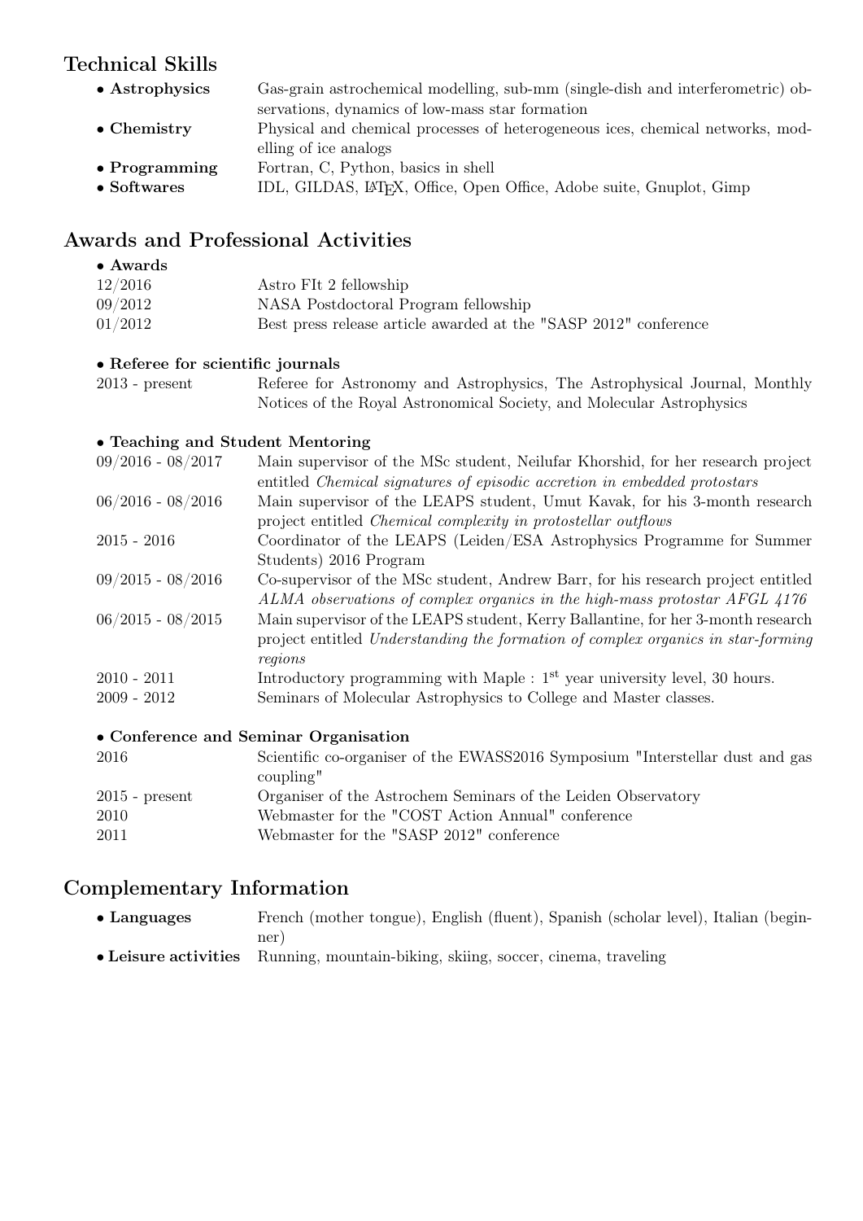## Technical Skills

- **Astrophysics** — Gas-grain astrochemical modelling, sub-mm (single-dish and interferometric) observations, dynamics of low-mass star formation
- **Chemistry** — Physical and chemical processes of heterogeneous ices, chemical networks, modelling of ice analogs
- **Programming** — Fortran, C, Python, basics in shell
- **Softwares** — IDL, GILDAS, LaTeX, Office, Open Office, Adobe suite, Gnuplot, Gimp

## Awards and Professional Activities

- **Awards**

| | |
|---|---|
| 12/2016 | Astro FIt 2 fellowship |
| 09/2012 | NASA Postdoctoral Program fellowship |
| 01/2012 | Best press release article awarded at the "SASP 2012" conference |

- **Referee for scientific journals**

| | |
|---|---|
| 2013 - present | Referee for Astronomy and Astrophysics, The Astrophysical Journal, Monthly Notices of the Royal Astronomical Society, and Molecular Astrophysics |

- **Teaching and Student Mentoring**

| | |
|---|---|
| 09/2016 - 08/2017 | Main supervisor of the MSc student, Neilufar Khorshid, for her research project entitled *Chemical signatures of episodic accretion in embedded protostars* |
| 06/2016 - 08/2016 | Main supervisor of the LEAPS student, Umut Kavak, for his 3-month research project entitled *Chemical complexity in protostellar outflows* |
| 2015 - 2016 | Coordinator of the LEAPS (Leiden/ESA Astrophysics Programme for Summer Students) 2016 Program |
| 09/2015 - 08/2016 | Co-supervisor of the MSc student, Andrew Barr, for his research project entitled *ALMA observations of complex organics in the high-mass protostar AFGL 4176* |
| 06/2015 - 08/2015 | Main supervisor of the LEAPS student, Kerry Ballantine, for her 3-month research project entitled *Understanding the formation of complex organics in star-forming regions* |
| 2010 - 2011 | Introductory programming with Maple : $1^{st}$ year university level, 30 hours. |
| 2009 - 2012 | Seminars of Molecular Astrophysics to College and Master classes. |

- **Conference and Seminar Organisation**

| | |
|---|---|
| 2016 | Scientific co-organiser of the EWASS2016 Symposium "Interstellar dust and gas coupling" |
| 2015 - present | Organiser of the Astrochem Seminars of the Leiden Observatory |
| 2010 | Webmaster for the "COST Action Annual" conference |
| 2011 | Webmaster for the "SASP 2012" conference |

## Complementary Information

- **Languages** — French (mother tongue), English (fluent), Spanish (scholar level), Italian (beginner)
- **Leisure activities** — Running, mountain-biking, skiing, soccer, cinema, traveling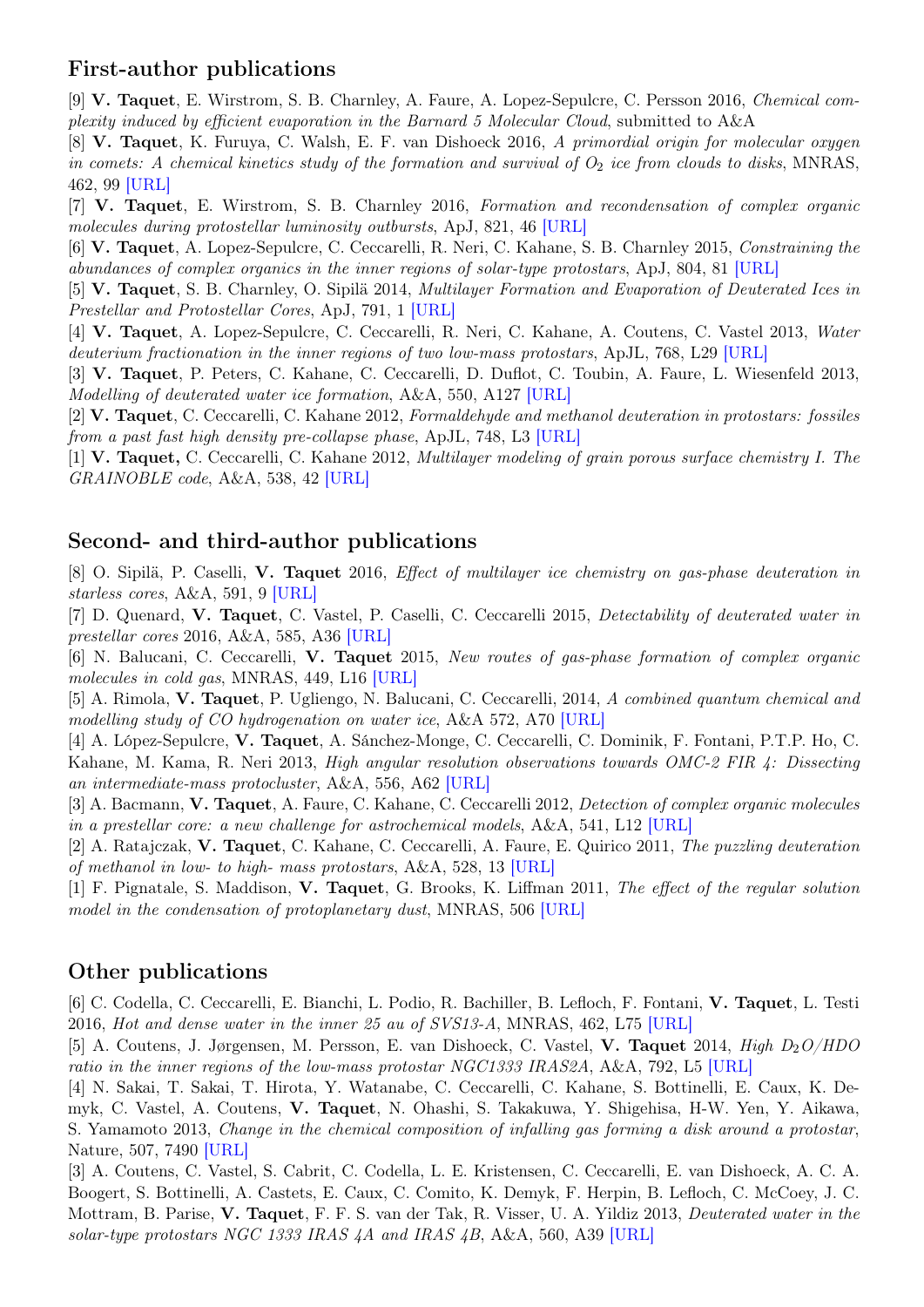## First-author publications

[9] **V. Taquet**, E. Wirstrom, S. B. Charnley, A. Faure, A. Lopez-Sepulcre, C. Persson 2016, *Chemical complexity induced by efficient evaporation in the Barnard 5 Molecular Cloud*, submitted to A&A

[8] **V. Taquet**, K. Furuya, C. Walsh, E. F. van Dishoeck 2016, *A primordial origin for molecular oxygen in comets: A chemical kinetics study of the formation and survival of $O_2$ ice from clouds to disks*, MNRAS, 462, 99 [URL]

[7] **V. Taquet**, E. Wirstrom, S. B. Charnley 2016, *Formation and recondensation of complex organic molecules during protostellar luminosity outbursts*, ApJ, 821, 46 [URL]

[6] **V. Taquet**, A. Lopez-Sepulcre, C. Ceccarelli, R. Neri, C. Kahane, S. B. Charnley 2015, *Constraining the abundances of complex organics in the inner regions of solar-type protostars*, ApJ, 804, 81 [URL]

[5] **V. Taquet**, S. B. Charnley, O. Sipilä 2014, *Multilayer Formation and Evaporation of Deuterated Ices in Prestellar and Protostellar Cores*, ApJ, 791, 1 [URL]

[4] **V. Taquet**, A. Lopez-Sepulcre, C. Ceccarelli, R. Neri, C. Kahane, A. Coutens, C. Vastel 2013, *Water deuterium fractionation in the inner regions of two low-mass protostars*, ApJL, 768, L29 [URL]

[3] **V. Taquet**, P. Peters, C. Kahane, C. Ceccarelli, D. Duflot, C. Toubin, A. Faure, L. Wiesenfeld 2013, *Modelling of deuterated water ice formation*, A&A, 550, A127 [URL]

[2] **V. Taquet**, C. Ceccarelli, C. Kahane 2012, *Formaldehyde and methanol deuteration in protostars: fossiles from a past fast high density pre-collapse phase*, ApJL, 748, L3 [URL]

[1] **V. Taquet,** C. Ceccarelli, C. Kahane 2012, *Multilayer modeling of grain porous surface chemistry I. The GRAINOBLE code*, A&A, 538, 42 [URL]

## Second- and third-author publications

[8] O. Sipilä, P. Caselli, **V. Taquet** 2016, *Effect of multilayer ice chemistry on gas-phase deuteration in starless cores*, A&A, 591, 9 [URL]

[7] D. Quenard, **V. Taquet**, C. Vastel, P. Caselli, C. Ceccarelli 2015, *Detectability of deuterated water in prestellar cores* 2016, A&A, 585, A36 [URL]

[6] N. Balucani, C. Ceccarelli, **V. Taquet** 2015, *New routes of gas-phase formation of complex organic molecules in cold gas*, MNRAS, 449, L16 [URL]

[5] A. Rimola, **V. Taquet**, P. Ugliengo, N. Balucani, C. Ceccarelli, 2014, *A combined quantum chemical and modelling study of CO hydrogenation on water ice*, A&A 572, A70 [URL]

[4] A. López-Sepulcre, **V. Taquet**, A. Sánchez-Monge, C. Ceccarelli, C. Dominik, F. Fontani, P.T.P. Ho, C. Kahane, M. Kama, R. Neri 2013, *High angular resolution observations towards OMC-2 FIR 4: Dissecting an intermediate-mass protocluster*, A&A, 556, A62 [URL]

[3] A. Bacmann, **V. Taquet**, A. Faure, C. Kahane, C. Ceccarelli 2012, *Detection of complex organic molecules in a prestellar core: a new challenge for astrochemical models*, A&A, 541, L12 [URL]

[2] A. Ratajczak, **V. Taquet**, C. Kahane, C. Ceccarelli, A. Faure, E. Quirico 2011, *The puzzling deuteration of methanol in low- to high- mass protostars*, A&A, 528, 13 [URL]

[1] F. Pignatale, S. Maddison, **V. Taquet**, G. Brooks, K. Liffman 2011, *The effect of the regular solution model in the condensation of protoplanetary dust*, MNRAS, 506 [URL]

## Other publications

[6] C. Codella, C. Ceccarelli, E. Bianchi, L. Podio, R. Bachiller, B. Lefloch, F. Fontani, **V. Taquet**, L. Testi 2016, *Hot and dense water in the inner 25 au of SVS13-A*, MNRAS, 462, L75 [URL]

[5] A. Coutens, J. Jørgensen, M. Persson, E. van Dishoeck, C. Vastel, **V. Taquet** 2014, *High $D_2O$/HDO ratio in the inner regions of the low-mass protostar NGC1333 IRAS2A*, A&A, 792, L5 [URL]

[4] N. Sakai, T. Sakai, T. Hirota, Y. Watanabe, C. Ceccarelli, C. Kahane, S. Bottinelli, E. Caux, K. Demyk, C. Vastel, A. Coutens, **V. Taquet**, N. Ohashi, S. Takakuwa, Y. Shigehisa, H-W. Yen, Y. Aikawa, S. Yamamoto 2013, *Change in the chemical composition of infalling gas forming a disk around a protostar*, Nature, 507, 7490 [URL]

[3] A. Coutens, C. Vastel, S. Cabrit, C. Codella, L. E. Kristensen, C. Ceccarelli, E. van Dishoeck, A. C. A. Boogert, S. Bottinelli, A. Castets, E. Caux, C. Comito, K. Demyk, F. Herpin, B. Lefloch, C. McCoey, J. C. Mottram, B. Parise, **V. Taquet**, F. F. S. van der Tak, R. Visser, U. A. Yildiz 2013, *Deuterated water in the solar-type protostars NGC 1333 IRAS 4A and IRAS 4B*, A&A, 560, A39 [URL]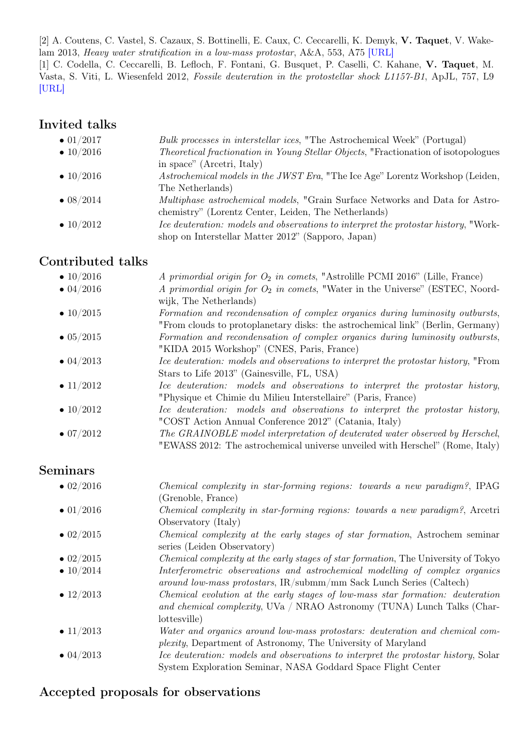[2] A. Coutens, C. Vastel, S. Cazaux, S. Bottinelli, E. Caux, C. Ceccarelli, K. Demyk, **V. Taquet**, V. Wakelam 2013, *Heavy water stratification in a low-mass protostar*, A&A, 553, A75 [URL]

[1] C. Codella, C. Ceccarelli, B. Lefloch, F. Fontani, G. Busquet, P. Caselli, C. Kahane, **V. Taquet**, M. Vasta, S. Viti, L. Wiesenfeld 2012, *Fossile deuteration in the protostellar shock L1157-B1*, ApJL, 757, L9 [URL]

## Invited talks

- 01/2017 — *Bulk processes in interstellar ices*, "The Astrochemical Week" (Portugal)
- 10/2016 — *Theoretical fractionation in Young Stellar Objects*, "Fractionation of isotopologues in space" (Arcetri, Italy)
- 10/2016 — *Astrochemical models in the JWST Era*, "The Ice Age" Lorentz Workshop (Leiden, The Netherlands)
- 08/2014 — *Multiphase astrochemical models*, "Grain Surface Networks and Data for Astrochemistry" (Lorentz Center, Leiden, The Netherlands)
- 10/2012 — *Ice deuteration: models and observations to interpret the protostar history*, "Workshop on Interstellar Matter 2012" (Sapporo, Japan)

## Contributed talks

- 10/2016 — *A primordial origin for $O_2$ in comets*, "Astrolille PCMI 2016" (Lille, France)
- 04/2016 — *A primordial origin for $O_2$ in comets*, "Water in the Universe" (ESTEC, Noordwijk, The Netherlands)
- 10/2015 — *Formation and recondensation of complex organics during luminosity outbursts*, "From clouds to protoplanetary disks: the astrochemical link" (Berlin, Germany)
- 05/2015 — *Formation and recondensation of complex organics during luminosity outbursts*, "KIDA 2015 Workshop" (CNES, Paris, France)
- 04/2013 — *Ice deuteration: models and observations to interpret the protostar history*, "From Stars to Life 2013" (Gainesville, FL, USA)
- 11/2012 — *Ice deuteration: models and observations to interpret the protostar history*, "Physique et Chimie du Milieu Interstellaire" (Paris, France)
- 10/2012 — *Ice deuteration: models and observations to interpret the protostar history*, "COST Action Annual Conference 2012" (Catania, Italy)
- 07/2012 — *The GRAINOBLE model interpretation of deuterated water observed by Herschel*, "EWASS 2012: The astrochemical universe unveiled with Herschel" (Rome, Italy)

## Seminars

- 02/2016 — *Chemical complexity in star-forming regions: towards a new paradigm?*, IPAG (Grenoble, France)
- 01/2016 — *Chemical complexity in star-forming regions: towards a new paradigm?*, Arcetri Observatory (Italy)
- 02/2015 — *Chemical complexity at the early stages of star formation*, Astrochem seminar series (Leiden Observatory)
- 02/2015 — *Chemical complexity at the early stages of star formation*, The University of Tokyo
- 10/2014 — *Interferometric observations and astrochemical modelling of complex organics around low-mass protostars*, IR/submm/mm Sack Lunch Series (Caltech)
- 12/2013 — *Chemical evolution at the early stages of low-mass star formation: deuteration and chemical complexity*, UVa / NRAO Astronomy (TUNA) Lunch Talks (Charlottesville)
- 11/2013 — *Water and organics around low-mass protostars: deuteration and chemical complexity*, Department of Astronomy, The University of Maryland
- 04/2013 — *Ice deuteration: models and observations to interpret the protostar history*, Solar System Exploration Seminar, NASA Goddard Space Flight Center

## Accepted proposals for observations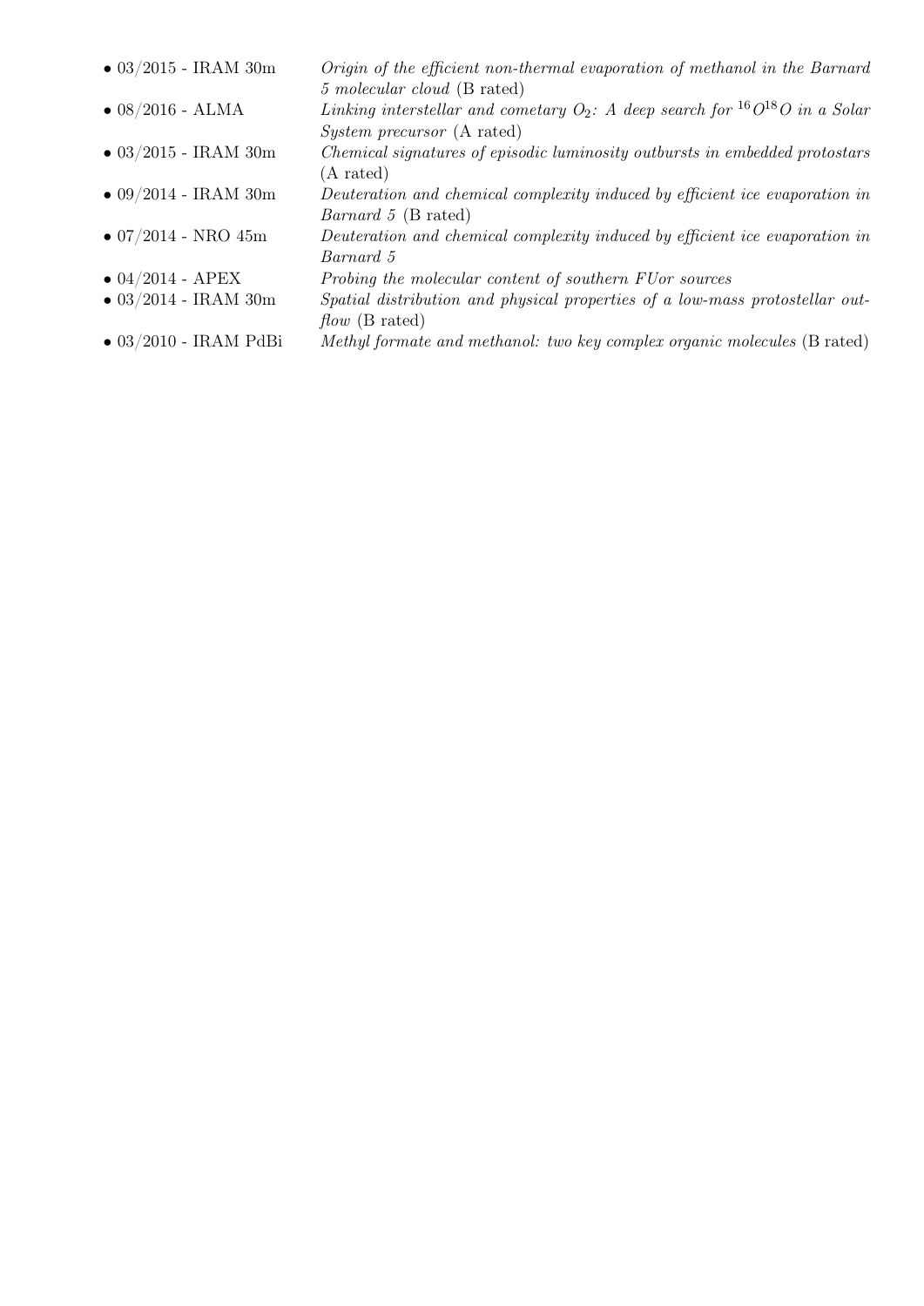- 03/2015 - IRAM 30m *Origin of the efficient non-thermal evaporation of methanol in the Barnard 5 molecular cloud* (B rated)
- 08/2016 - ALMA *Linking interstellar and cometary $O_2$: A deep search for $^{16}O^{18}O$ in a Solar System precursor* (A rated)
- 03/2015 - IRAM 30m *Chemical signatures of episodic luminosity outbursts in embedded protostars* (A rated)
- 09/2014 - IRAM 30m *Deuteration and chemical complexity induced by efficient ice evaporation in Barnard 5* (B rated)
- 07/2014 - NRO 45m *Deuteration and chemical complexity induced by efficient ice evaporation in Barnard 5*
- 04/2014 - APEX *Probing the molecular content of southern FUor sources*
- 03/2014 - IRAM 30m *Spatial distribution and physical properties of a low-mass protostellar outflow* (B rated)
- 03/2010 - IRAM PdBi *Methyl formate and methanol: two key complex organic molecules* (B rated)